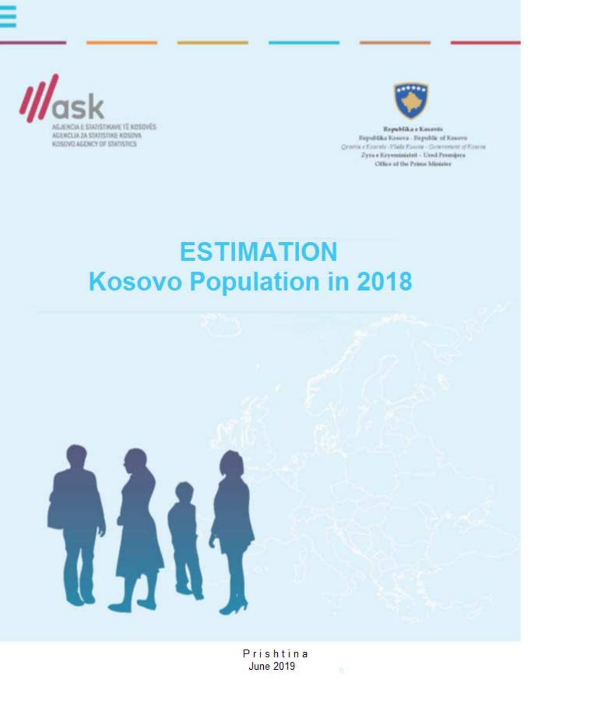AGJENCIA E STATISTIKAVE TË KOSOVËS
AGENCIJA ZA STATISTIKE KOSOVA
KOSOVO AGENCY OF STATISTICS

Republika e Kosovës
Republika Kosova - Republic of Kosovo
Qeveria e Kosovës - Vlada Kosova - Government of Kosovo
Zyra e Kryeministrit - Ured Premijera
Office of the Prime Minister

# ESTIMATION Kosovo Population in 2018

Prishtina
June 2019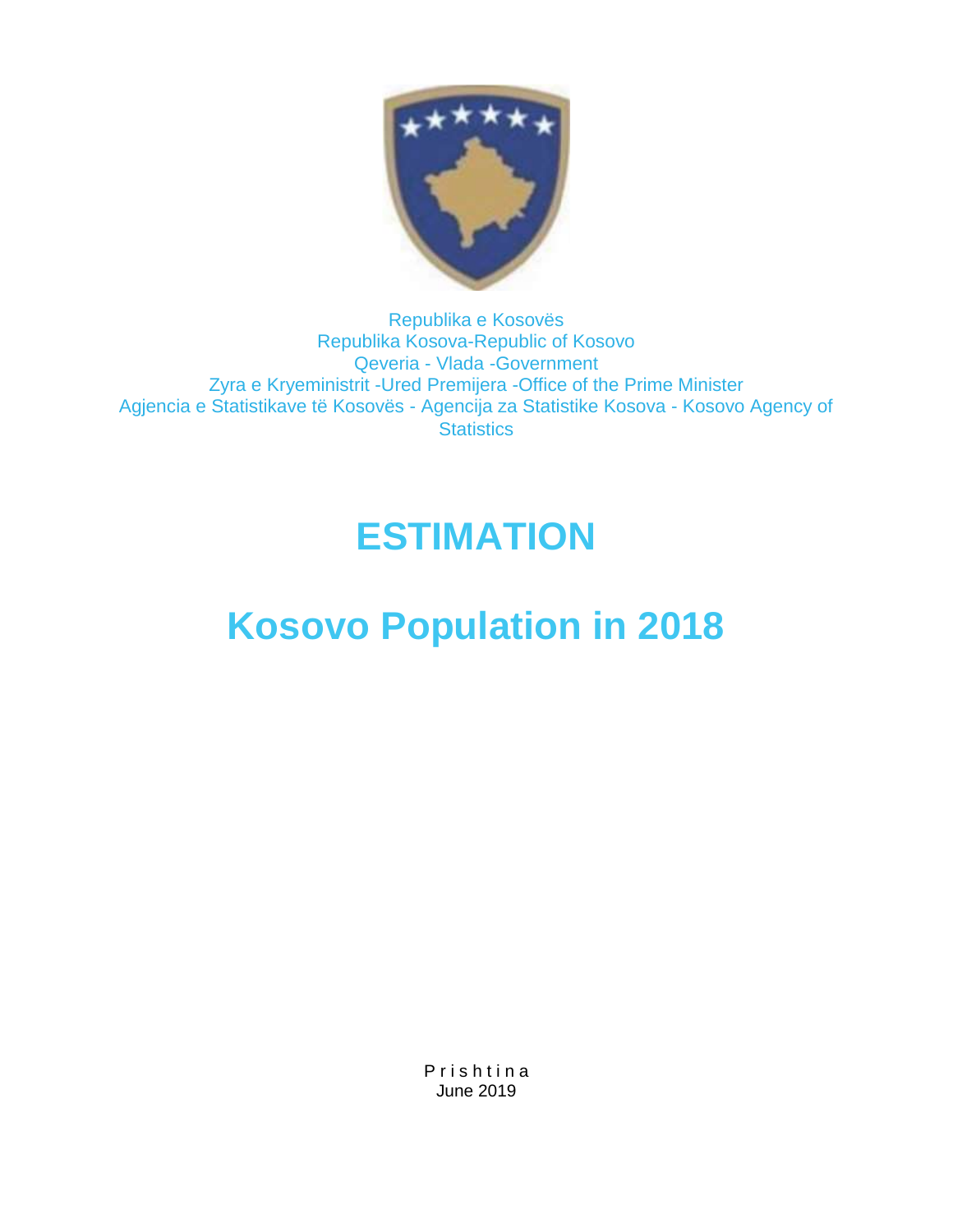Republika e Kosovës
Republika Kosova-Republic of Kosovo
Qeveria - Vlada -Government
Zyra e Kryeministrit -Ured Premijera -Office of the Prime Minister
Agjencia e Statistikave të Kosovës - Agencija za Statistike Kosova - Kosovo Agency of Statistics

# ESTIMATION

# Kosovo Population in 2018

P r i s h t i n a
June 2019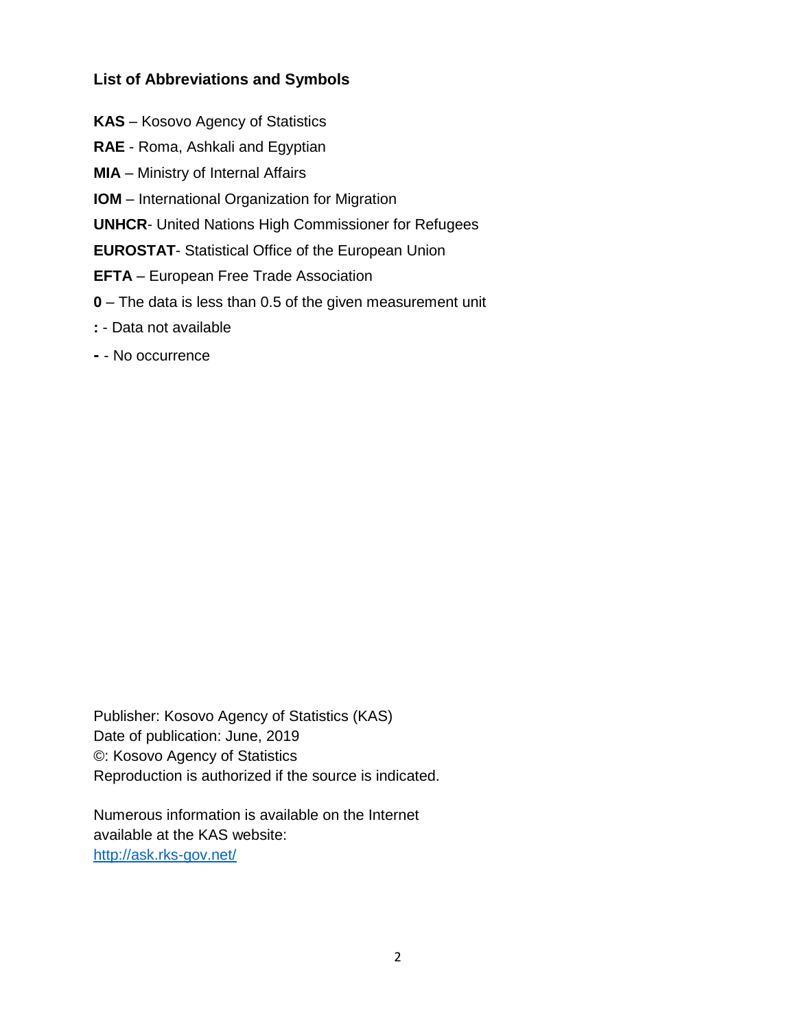## List of Abbreviations and Symbols

**KAS** – Kosovo Agency of Statistics

**RAE** - Roma, Ashkali and Egyptian

**MIA** – Ministry of Internal Affairs

**IOM** – International Organization for Migration

**UNHCR**- United Nations High Commissioner for Refugees

**EUROSTAT**- Statistical Office of the European Union

**EFTA** – European Free Trade Association

**0** – The data is less than 0.5 of the given measurement unit

**:** - Data not available

**-** - No occurrence

Publisher: Kosovo Agency of Statistics (KAS)
Date of publication: June, 2019
©: Kosovo Agency of Statistics
Reproduction is authorized if the source is indicated.

Numerous information is available on the Internet
available at the KAS website:
[http://ask.rks-gov.net/](http://ask.rks-gov.net/)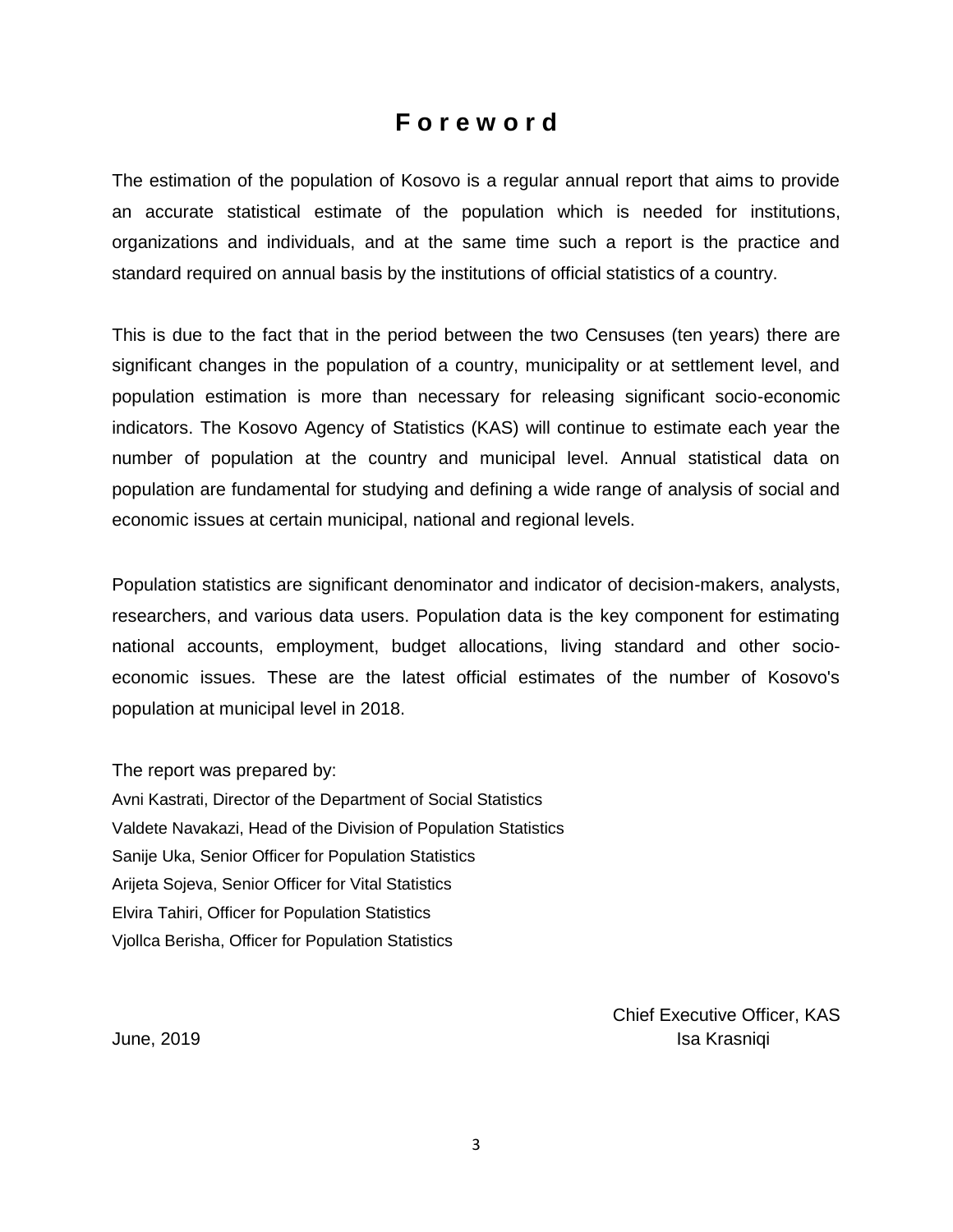# Foreword

The estimation of the population of Kosovo is a regular annual report that aims to provide an accurate statistical estimate of the population which is needed for institutions, organizations and individuals, and at the same time such a report is the practice and standard required on annual basis by the institutions of official statistics of a country.

This is due to the fact that in the period between the two Censuses (ten years) there are significant changes in the population of a country, municipality or at settlement level, and population estimation is more than necessary for releasing significant socio-economic indicators. The Kosovo Agency of Statistics (KAS) will continue to estimate each year the number of population at the country and municipal level. Annual statistical data on population are fundamental for studying and defining a wide range of analysis of social and economic issues at certain municipal, national and regional levels.

Population statistics are significant denominator and indicator of decision-makers, analysts, researchers, and various data users. Population data is the key component for estimating national accounts, employment, budget allocations, living standard and other socio-economic issues. These are the latest official estimates of the number of Kosovo's population at municipal level in 2018.

The report was prepared by:
Avni Kastrati, Director of the Department of Social Statistics
Valdete Navakazi, Head of the Division of Population Statistics
Sanije Uka, Senior Officer for Population Statistics
Arijeta Sojeva, Senior Officer for Vital Statistics
Elvira Tahiri, Officer for Population Statistics
Vjollca Berisha, Officer for Population Statistics

Chief Executive Officer, KAS
Isa Krasniqi

June, 2019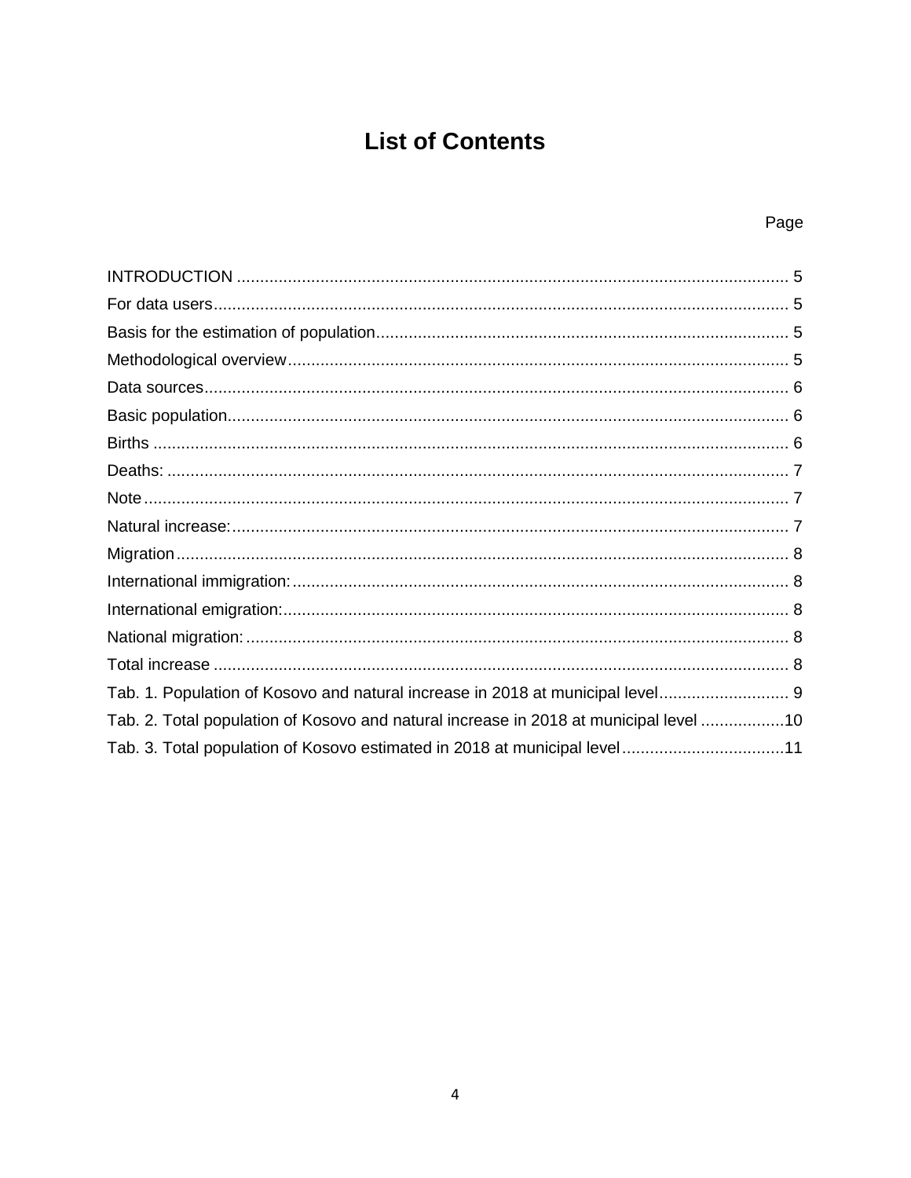# List of Contents

Page

INTRODUCTION ..................................................................................................................... 5
For data users.......................................................................................................................... 5
Basis for the estimation of population........................................................................................ 5
Methodological overview........................................................................................................... 5
Data sources............................................................................................................................. 6
Basic population........................................................................................................................ 6
Births ........................................................................................................................................ 6
Deaths: ..................................................................................................................................... 7
Note .......................................................................................................................................... 7
Natural increase:....................................................................................................................... 7
Migration................................................................................................................................... 8
International immigration:.......................................................................................................... 8
International emigration:............................................................................................................ 8
National migration:.................................................................................................................... 8
Total increase ........................................................................................................................... 8
Tab. 1. Population of Kosovo and natural increase in 2018 at municipal level............................ 9
Tab. 2. Total population of Kosovo and natural increase in 2018 at municipal level ..................10
Tab. 3. Total population of Kosovo estimated in 2018 at municipal level...................................11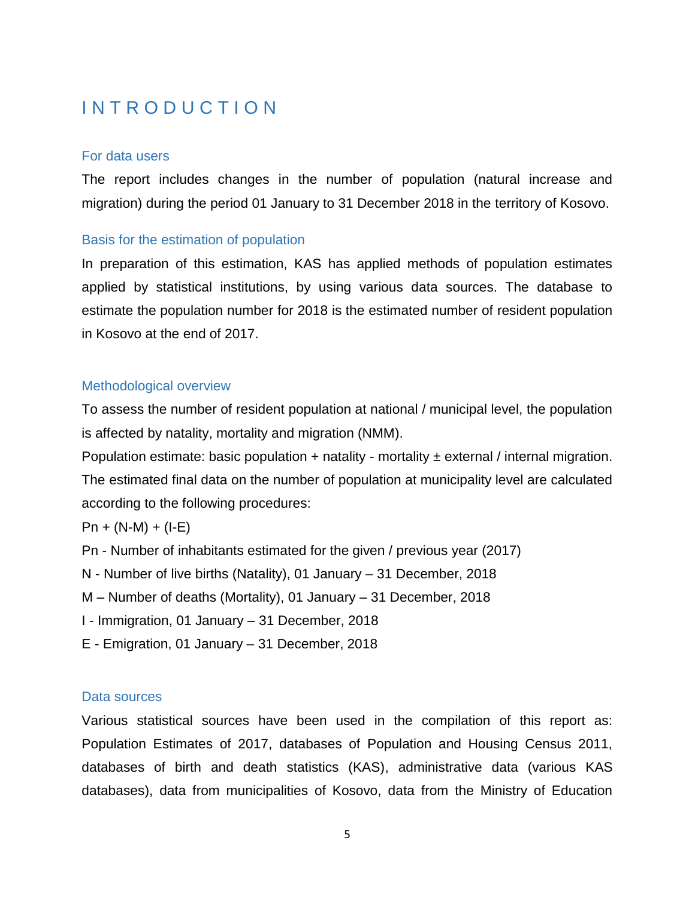# INTRODUCTION

## For data users

The report includes changes in the number of population (natural increase and migration) during the period 01 January to 31 December 2018 in the territory of Kosovo.

## Basis for the estimation of population

In preparation of this estimation, KAS has applied methods of population estimates applied by statistical institutions, by using various data sources. The database to estimate the population number for 2018 is the estimated number of resident population in Kosovo at the end of 2017.

## Methodological overview

To assess the number of resident population at national / municipal level, the population is affected by natality, mortality and migration (NMM).

Population estimate: basic population + natality - mortality ± external / internal migration.

The estimated final data on the number of population at municipality level are calculated according to the following procedures:

Pn + (N-M) + (I-E)

Pn - Number of inhabitants estimated for the given / previous year (2017)

N - Number of live births (Natality), 01 January – 31 December, 2018

M – Number of deaths (Mortality), 01 January – 31 December, 2018

I - Immigration, 01 January – 31 December, 2018

E - Emigration, 01 January – 31 December, 2018

## Data sources

Various statistical sources have been used in the compilation of this report as: Population Estimates of 2017, databases of Population and Housing Census 2011, databases of birth and death statistics (KAS), administrative data (various KAS databases), data from municipalities of Kosovo, data from the Ministry of Education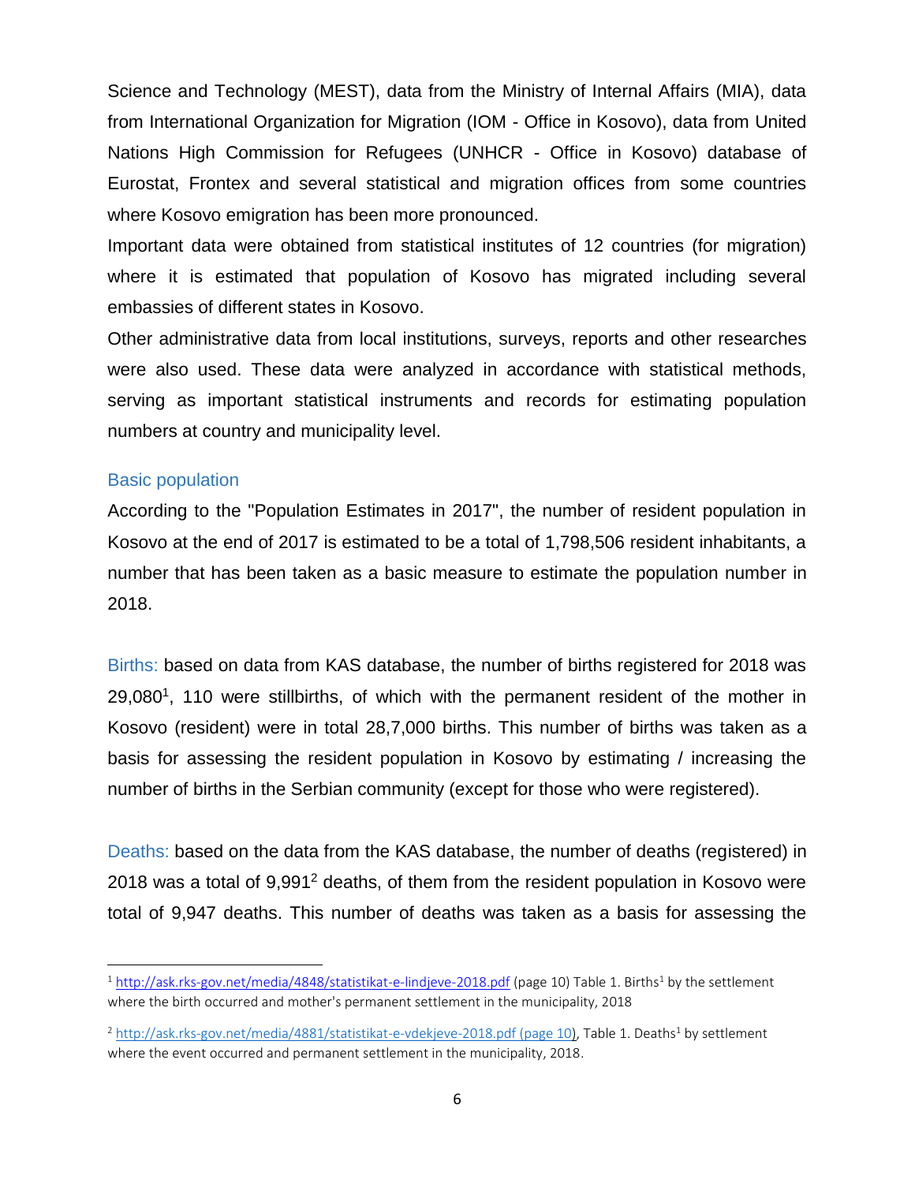Science and Technology (MEST), data from the Ministry of Internal Affairs (MIA), data from International Organization for Migration (IOM - Office in Kosovo), data from United Nations High Commission for Refugees (UNHCR - Office in Kosovo) database of Eurostat, Frontex and several statistical and migration offices from some countries where Kosovo emigration has been more pronounced.

Important data were obtained from statistical institutes of 12 countries (for migration) where it is estimated that population of Kosovo has migrated including several embassies of different states in Kosovo.

Other administrative data from local institutions, surveys, reports and other researches were also used. These data were analyzed in accordance with statistical methods, serving as important statistical instruments and records for estimating population numbers at country and municipality level.

### Basic population

According to the "Population Estimates in 2017", the number of resident population in Kosovo at the end of 2017 is estimated to be a total of 1,798,506 resident inhabitants, a number that has been taken as a basic measure to estimate the population number in 2018.

Births: based on data from KAS database, the number of births registered for 2018 was 29,080[1], 110 were stillbirths, of which with the permanent resident of the mother in Kosovo (resident) were in total 28,7,000 births. This number of births was taken as a basis for assessing the resident population in Kosovo by estimating / increasing the number of births in the Serbian community (except for those who were registered).

Deaths: based on the data from the KAS database, the number of deaths (registered) in 2018 was a total of 9,991[2] deaths, of them from the resident population in Kosovo were total of 9,947 deaths. This number of deaths was taken as a basis for assessing the

---

[1] http://ask.rks-gov.net/media/4848/statistikat-e-lindjeve-2018.pdf (page 10) Table 1. Births[1] by the settlement where the birth occurred and mother's permanent settlement in the municipality, 2018

[2] http://ask.rks-gov.net/media/4881/statistikat-e-vdekjeve-2018.pdf (page 10), Table 1. Deaths[1] by settlement where the event occurred and permanent settlement in the municipality, 2018.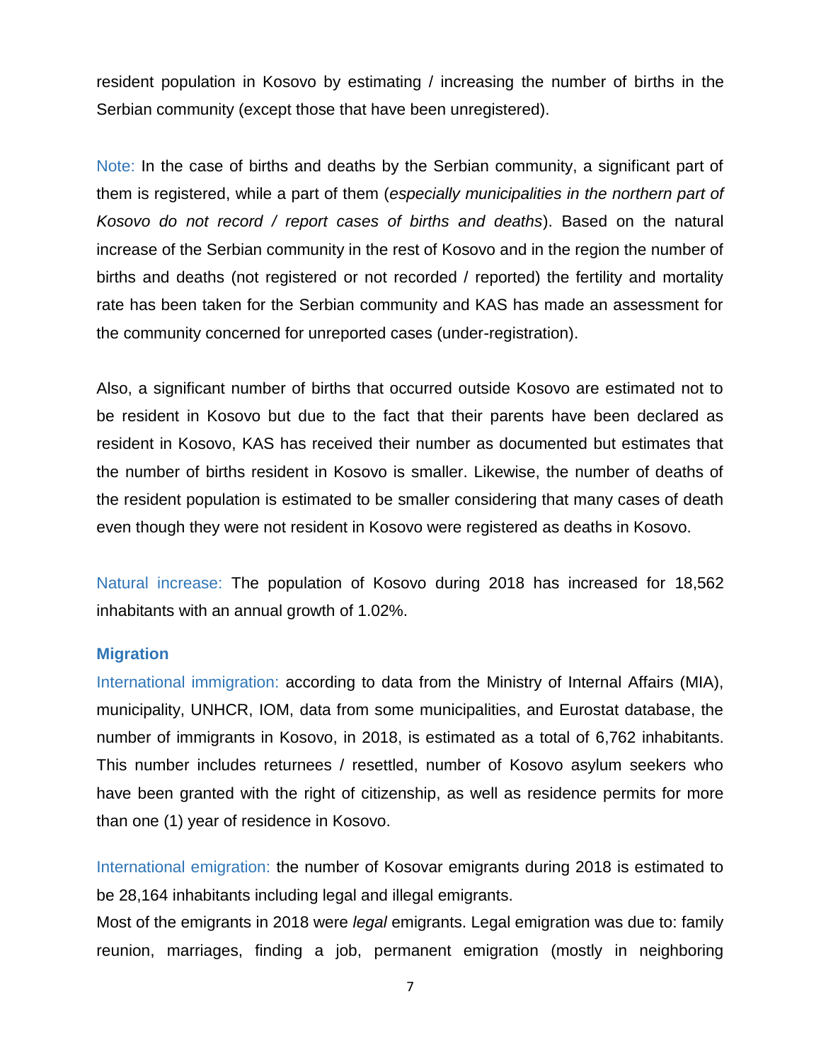resident population in Kosovo by estimating / increasing the number of births in the Serbian community (except those that have been unregistered).

Note: In the case of births and deaths by the Serbian community, a significant part of them is registered, while a part of them (*especially municipalities in the northern part of Kosovo do not record / report cases of births and deaths*). Based on the natural increase of the Serbian community in the rest of Kosovo and in the region the number of births and deaths (not registered or not recorded / reported) the fertility and mortality rate has been taken for the Serbian community and KAS has made an assessment for the community concerned for unreported cases (under-registration).

Also, a significant number of births that occurred outside Kosovo are estimated not to be resident in Kosovo but due to the fact that their parents have been declared as resident in Kosovo, KAS has received their number as documented but estimates that the number of births resident in Kosovo is smaller. Likewise, the number of deaths of the resident population is estimated to be smaller considering that many cases of death even though they were not resident in Kosovo were registered as deaths in Kosovo.

Natural increase: The population of Kosovo during 2018 has increased for 18,562 inhabitants with an annual growth of 1.02%.

### Migration

International immigration: according to data from the Ministry of Internal Affairs (MIA), municipality, UNHCR, IOM, data from some municipalities, and Eurostat database, the number of immigrants in Kosovo, in 2018, is estimated as a total of 6,762 inhabitants. This number includes returnees / resettled, number of Kosovo asylum seekers who have been granted with the right of citizenship, as well as residence permits for more than one (1) year of residence in Kosovo.

International emigration: the number of Kosovar emigrants during 2018 is estimated to be 28,164 inhabitants including legal and illegal emigrants.
Most of the emigrants in 2018 were *legal* emigrants. Legal emigration was due to: family reunion, marriages, finding a job, permanent emigration (mostly in neighboring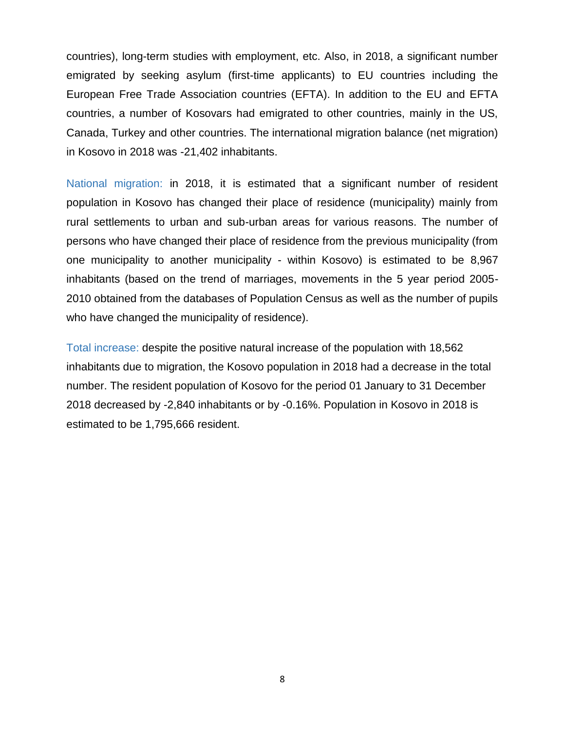countries), long-term studies with employment, etc. Also, in 2018, a significant number emigrated by seeking asylum (first-time applicants) to EU countries including the European Free Trade Association countries (EFTA). In addition to the EU and EFTA countries, a number of Kosovars had emigrated to other countries, mainly in the US, Canada, Turkey and other countries. The international migration balance (net migration) in Kosovo in 2018 was -21,402 inhabitants.

National migration: in 2018, it is estimated that a significant number of resident population in Kosovo has changed their place of residence (municipality) mainly from rural settlements to urban and sub-urban areas for various reasons. The number of persons who have changed their place of residence from the previous municipality (from one municipality to another municipality - within Kosovo) is estimated to be 8,967 inhabitants (based on the trend of marriages, movements in the 5 year period 2005-2010 obtained from the databases of Population Census as well as the number of pupils who have changed the municipality of residence).

Total increase: despite the positive natural increase of the population with 18,562 inhabitants due to migration, the Kosovo population in 2018 had a decrease in the total number. The resident population of Kosovo for the period 01 January to 31 December 2018 decreased by -2,840 inhabitants or by -0.16%. Population in Kosovo in 2018 is estimated to be 1,795,666 resident.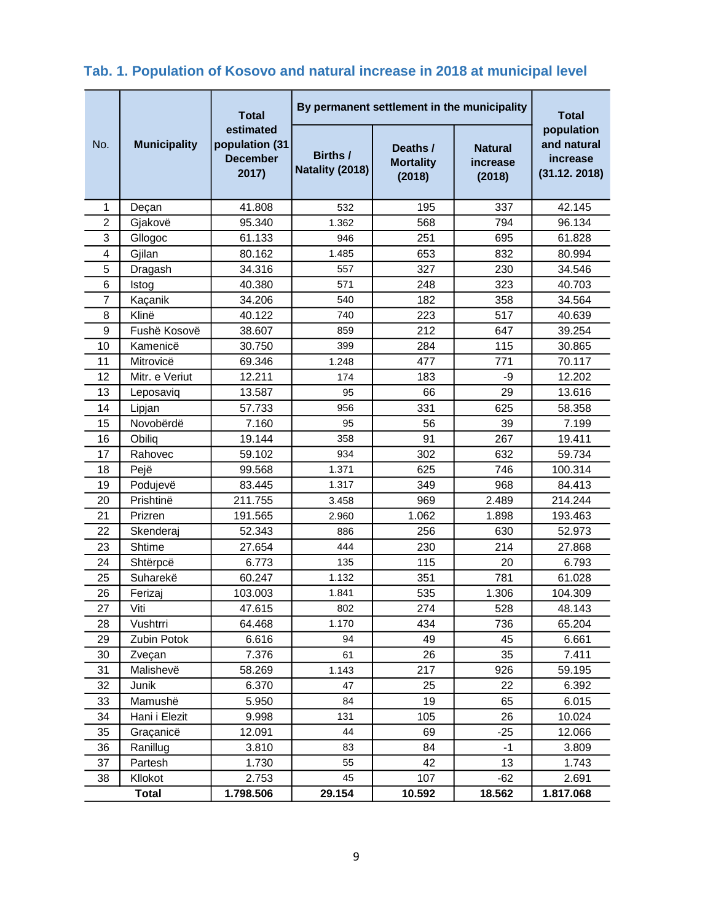### Tab. 1. Population of Kosovo and natural increase in 2018 at municipal level

| No. | Municipality | Total estimated population (31 December 2017) | By permanent settlement in the municipality | | | Total population and natural increase (31.12. 2018) |
|---|---|---|---|---|---|---|
| | | | Births / Natality (2018) | Deaths / Mortality (2018) | Natural increase (2018) | |
| 1 | Deçan | 41.808 | 532 | 195 | 337 | 42.145 |
| 2 | Gjakovë | 95.340 | 1.362 | 568 | 794 | 96.134 |
| 3 | Gllogoc | 61.133 | 946 | 251 | 695 | 61.828 |
| 4 | Gjilan | 80.162 | 1.485 | 653 | 832 | 80.994 |
| 5 | Dragash | 34.316 | 557 | 327 | 230 | 34.546 |
| 6 | Istog | 40.380 | 571 | 248 | 323 | 40.703 |
| 7 | Kaçanik | 34.206 | 540 | 182 | 358 | 34.564 |
| 8 | Klinë | 40.122 | 740 | 223 | 517 | 40.639 |
| 9 | Fushë Kosovë | 38.607 | 859 | 212 | 647 | 39.254 |
| 10 | Kamenicë | 30.750 | 399 | 284 | 115 | 30.865 |
| 11 | Mitrovicë | 69.346 | 1.248 | 477 | 771 | 70.117 |
| 12 | Mitr. e Veriut | 12.211 | 174 | 183 | -9 | 12.202 |
| 13 | Leposaviq | 13.587 | 95 | 66 | 29 | 13.616 |
| 14 | Lipjan | 57.733 | 956 | 331 | 625 | 58.358 |
| 15 | Novobërdë | 7.160 | 95 | 56 | 39 | 7.199 |
| 16 | Obiliq | 19.144 | 358 | 91 | 267 | 19.411 |
| 17 | Rahovec | 59.102 | 934 | 302 | 632 | 59.734 |
| 18 | Pejë | 99.568 | 1.371 | 625 | 746 | 100.314 |
| 19 | Podujevë | 83.445 | 1.317 | 349 | 968 | 84.413 |
| 20 | Prishtinë | 211.755 | 3.458 | 969 | 2.489 | 214.244 |
| 21 | Prizren | 191.565 | 2.960 | 1.062 | 1.898 | 193.463 |
| 22 | Skenderaj | 52.343 | 886 | 256 | 630 | 52.973 |
| 23 | Shtime | 27.654 | 444 | 230 | 214 | 27.868 |
| 24 | Shtërpcë | 6.773 | 135 | 115 | 20 | 6.793 |
| 25 | Suharekë | 60.247 | 1.132 | 351 | 781 | 61.028 |
| 26 | Ferizaj | 103.003 | 1.841 | 535 | 1.306 | 104.309 |
| 27 | Viti | 47.615 | 802 | 274 | 528 | 48.143 |
| 28 | Vushtrri | 64.468 | 1.170 | 434 | 736 | 65.204 |
| 29 | Zubin Potok | 6.616 | 94 | 49 | 45 | 6.661 |
| 30 | Zveçan | 7.376 | 61 | 26 | 35 | 7.411 |
| 31 | Malishevë | 58.269 | 1.143 | 217 | 926 | 59.195 |
| 32 | Junik | 6.370 | 47 | 25 | 22 | 6.392 |
| 33 | Mamushë | 5.950 | 84 | 19 | 65 | 6.015 |
| 34 | Hani i Elezit | 9.998 | 131 | 105 | 26 | 10.024 |
| 35 | Graçanicë | 12.091 | 44 | 69 | -25 | 12.066 |
| 36 | Ranillug | 3.810 | 83 | 84 | -1 | 3.809 |
| 37 | Partesh | 1.730 | 55 | 42 | 13 | 1.743 |
| 38 | Kllokot | 2.753 | 45 | 107 | -62 | 2.691 |
| | **Total** | **1.798.506** | **29.154** | **10.592** | **18.562** | **1.817.068** |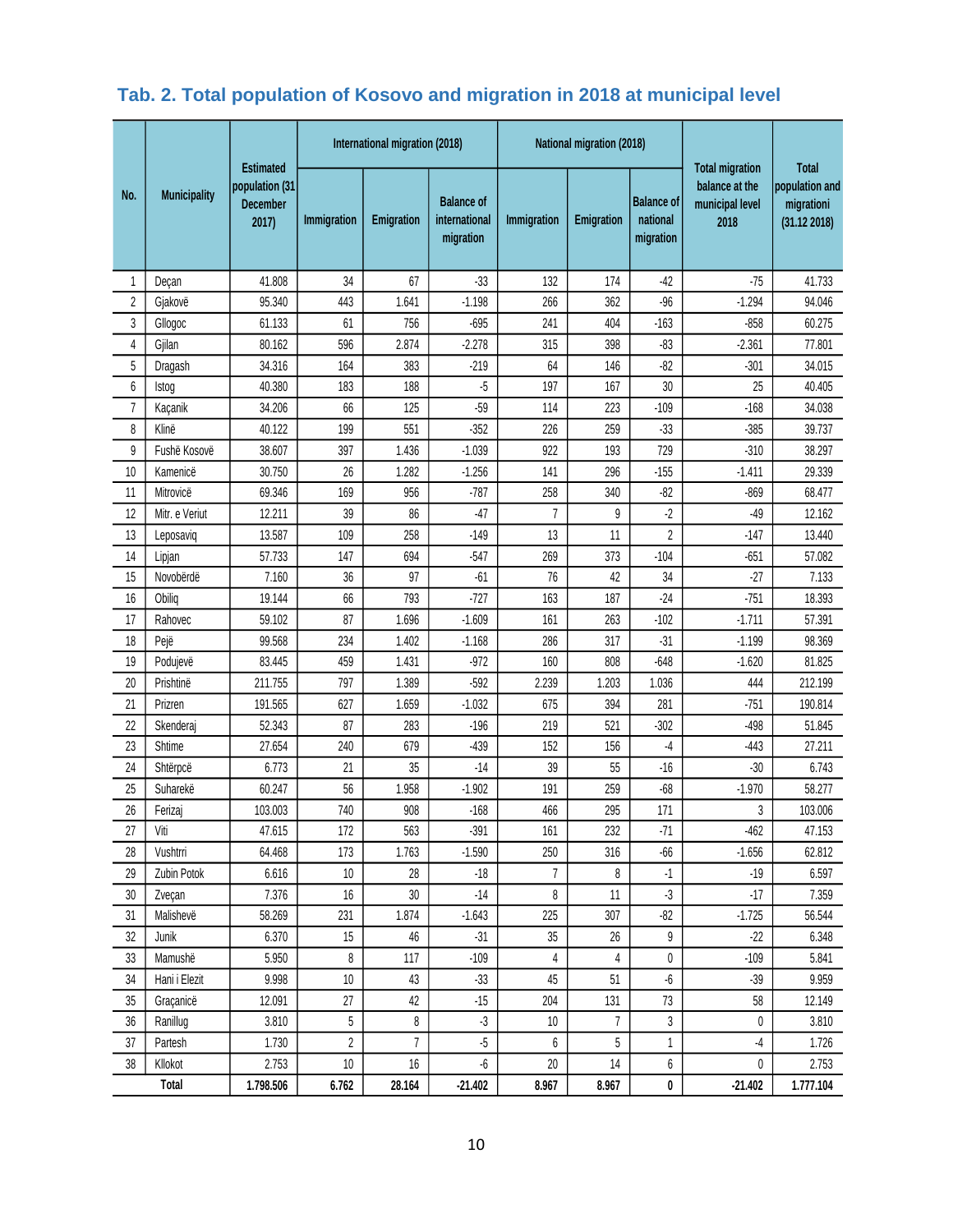## Tab. 2. Total population of Kosovo and migration in 2018 at municipal level

| No. | Municipality | Estimated population (31 December 2017) | International migration (2018) | | | National migration (2018) | | | Total migration balance at the municipal level 2018 | Total population and migrationi (31.12 2018) |
|---|---|---|---|---|---|---|---|---|---|---|
| | | | Immigration | Emigration | Balance of international migration | Immigration | Emigration | Balance of national migration | | |
| 1 | Deçan | 41.808 | 34 | 67 | -33 | 132 | 174 | -42 | -75 | 41.733 |
| 2 | Gjakovë | 95.340 | 443 | 1.641 | -1.198 | 266 | 362 | -96 | -1.294 | 94.046 |
| 3 | Gllogoc | 61.133 | 61 | 756 | -695 | 241 | 404 | -163 | -858 | 60.275 |
| 4 | Gjilan | 80.162 | 596 | 2.874 | -2.278 | 315 | 398 | -83 | -2.361 | 77.801 |
| 5 | Dragash | 34.316 | 164 | 383 | -219 | 64 | 146 | -82 | -301 | 34.015 |
| 6 | Istog | 40.380 | 183 | 188 | -5 | 197 | 167 | 30 | 25 | 40.405 |
| 7 | Kaçanik | 34.206 | 66 | 125 | -59 | 114 | 223 | -109 | -168 | 34.038 |
| 8 | Klinë | 40.122 | 199 | 551 | -352 | 226 | 259 | -33 | -385 | 39.737 |
| 9 | Fushë Kosovë | 38.607 | 397 | 1.436 | -1.039 | 922 | 193 | 729 | -310 | 38.297 |
| 10 | Kamenicë | 30.750 | 26 | 1.282 | -1.256 | 141 | 296 | -155 | -1.411 | 29.339 |
| 11 | Mitrovicë | 69.346 | 169 | 956 | -787 | 258 | 340 | -82 | -869 | 68.477 |
| 12 | Mitr. e Veriut | 12.211 | 39 | 86 | -47 | 7 | 9 | -2 | -49 | 12.162 |
| 13 | Leposaviq | 13.587 | 109 | 258 | -149 | 13 | 11 | 2 | -147 | 13.440 |
| 14 | Lipjan | 57.733 | 147 | 694 | -547 | 269 | 373 | -104 | -651 | 57.082 |
| 15 | Novobërdë | 7.160 | 36 | 97 | -61 | 76 | 42 | 34 | -27 | 7.133 |
| 16 | Obiliq | 19.144 | 66 | 793 | -727 | 163 | 187 | -24 | -751 | 18.393 |
| 17 | Rahovec | 59.102 | 87 | 1.696 | -1.609 | 161 | 263 | -102 | -1.711 | 57.391 |
| 18 | Pejë | 99.568 | 234 | 1.402 | -1.168 | 286 | 317 | -31 | -1.199 | 98.369 |
| 19 | Podujevë | 83.445 | 459 | 1.431 | -972 | 160 | 808 | -648 | -1.620 | 81.825 |
| 20 | Prishtinë | 211.755 | 797 | 1.389 | -592 | 2.239 | 1.203 | 1.036 | 444 | 212.199 |
| 21 | Prizren | 191.565 | 627 | 1.659 | -1.032 | 675 | 394 | 281 | -751 | 190.814 |
| 22 | Skenderaj | 52.343 | 87 | 283 | -196 | 219 | 521 | -302 | -498 | 51.845 |
| 23 | Shtime | 27.654 | 240 | 679 | -439 | 152 | 156 | -4 | -443 | 27.211 |
| 24 | Shtërpcë | 6.773 | 21 | 35 | -14 | 39 | 55 | -16 | -30 | 6.743 |
| 25 | Suharekë | 60.247 | 56 | 1.958 | -1.902 | 191 | 259 | -68 | -1.970 | 58.277 |
| 26 | Ferizaj | 103.003 | 740 | 908 | -168 | 466 | 295 | 171 | 3 | 103.006 |
| 27 | Viti | 47.615 | 172 | 563 | -391 | 161 | 232 | -71 | -462 | 47.153 |
| 28 | Vushtrri | 64.468 | 173 | 1.763 | -1.590 | 250 | 316 | -66 | -1.656 | 62.812 |
| 29 | Zubin Potok | 6.616 | 10 | 28 | -18 | 7 | 8 | -1 | -19 | 6.597 |
| 30 | Zveçan | 7.376 | 16 | 30 | -14 | 8 | 11 | -3 | -17 | 7.359 |
| 31 | Malishevë | 58.269 | 231 | 1.874 | -1.643 | 225 | 307 | -82 | -1.725 | 56.544 |
| 32 | Junik | 6.370 | 15 | 46 | -31 | 35 | 26 | 9 | -22 | 6.348 |
| 33 | Mamushë | 5.950 | 8 | 117 | -109 | 4 | 4 | 0 | -109 | 5.841 |
| 34 | Hani i Elezit | 9.998 | 10 | 43 | -33 | 45 | 51 | -6 | -39 | 9.959 |
| 35 | Graçanicë | 12.091 | 27 | 42 | -15 | 204 | 131 | 73 | 58 | 12.149 |
| 36 | Ranillug | 3.810 | 5 | 8 | -3 | 10 | 7 | 3 | 0 | 3.810 |
| 37 | Partesh | 1.730 | 2 | 7 | -5 | 6 | 5 | 1 | -4 | 1.726 |
| 38 | Kllokot | 2.753 | 10 | 16 | -6 | 20 | 14 | 6 | 0 | 2.753 |
| | **Total** | **1.798.506** | **6.762** | **28.164** | **-21.402** | **8.967** | **8.967** | **0** | **-21.402** | **1.777.104** |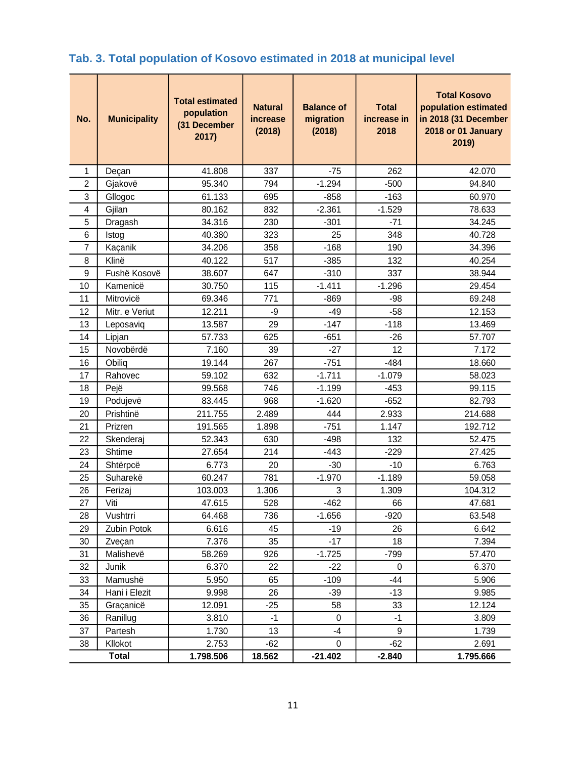## Tab. 3. Total population of Kosovo estimated in 2018 at municipal level

| No. | Municipality | Total estimated population (31 December 2017) | Natural increase (2018) | Balance of migration (2018) | Total increase in 2018 | Total Kosovo population estimated in 2018 (31 December 2018 or 01 January 2019) |
|---|---|---|---|---|---|---|
| 1 | Deçan | 41.808 | 337 | -75 | 262 | 42.070 |
| 2 | Gjakovë | 95.340 | 794 | -1.294 | -500 | 94.840 |
| 3 | Gllogoc | 61.133 | 695 | -858 | -163 | 60.970 |
| 4 | Gjilan | 80.162 | 832 | -2.361 | -1.529 | 78.633 |
| 5 | Dragash | 34.316 | 230 | -301 | -71 | 34.245 |
| 6 | Istog | 40.380 | 323 | 25 | 348 | 40.728 |
| 7 | Kaçanik | 34.206 | 358 | -168 | 190 | 34.396 |
| 8 | Klinë | 40.122 | 517 | -385 | 132 | 40.254 |
| 9 | Fushë Kosovë | 38.607 | 647 | -310 | 337 | 38.944 |
| 10 | Kamenicë | 30.750 | 115 | -1.411 | -1.296 | 29.454 |
| 11 | Mitrovicë | 69.346 | 771 | -869 | -98 | 69.248 |
| 12 | Mitr. e Veriut | 12.211 | -9 | -49 | -58 | 12.153 |
| 13 | Leposaviq | 13.587 | 29 | -147 | -118 | 13.469 |
| 14 | Lipjan | 57.733 | 625 | -651 | -26 | 57.707 |
| 15 | Novobërdë | 7.160 | 39 | -27 | 12 | 7.172 |
| 16 | Obiliq | 19.144 | 267 | -751 | -484 | 18.660 |
| 17 | Rahovec | 59.102 | 632 | -1.711 | -1.079 | 58.023 |
| 18 | Pejë | 99.568 | 746 | -1.199 | -453 | 99.115 |
| 19 | Podujevë | 83.445 | 968 | -1.620 | -652 | 82.793 |
| 20 | Prishtinë | 211.755 | 2.489 | 444 | 2.933 | 214.688 |
| 21 | Prizren | 191.565 | 1.898 | -751 | 1.147 | 192.712 |
| 22 | Skenderaj | 52.343 | 630 | -498 | 132 | 52.475 |
| 23 | Shtime | 27.654 | 214 | -443 | -229 | 27.425 |
| 24 | Shtërpcë | 6.773 | 20 | -30 | -10 | 6.763 |
| 25 | Suharekë | 60.247 | 781 | -1.970 | -1.189 | 59.058 |
| 26 | Ferizaj | 103.003 | 1.306 | 3 | 1.309 | 104.312 |
| 27 | Viti | 47.615 | 528 | -462 | 66 | 47.681 |
| 28 | Vushtrri | 64.468 | 736 | -1.656 | -920 | 63.548 |
| 29 | Zubin Potok | 6.616 | 45 | -19 | 26 | 6.642 |
| 30 | Zveçan | 7.376 | 35 | -17 | 18 | 7.394 |
| 31 | Malishevë | 58.269 | 926 | -1.725 | -799 | 57.470 |
| 32 | Junik | 6.370 | 22 | -22 | 0 | 6.370 |
| 33 | Mamushë | 5.950 | 65 | -109 | -44 | 5.906 |
| 34 | Hani i Elezit | 9.998 | 26 | -39 | -13 | 9.985 |
| 35 | Graçanicë | 12.091 | -25 | 58 | 33 | 12.124 |
| 36 | Ranillug | 3.810 | -1 | 0 | -1 | 3.809 |
| 37 | Partesh | 1.730 | 13 | -4 | 9 | 1.739 |
| 38 | Kllokot | 2.753 | -62 | 0 | -62 | 2.691 |
| **Total** | | **1.798.506** | **18.562** | **-21.402** | **-2.840** | **1.795.666** |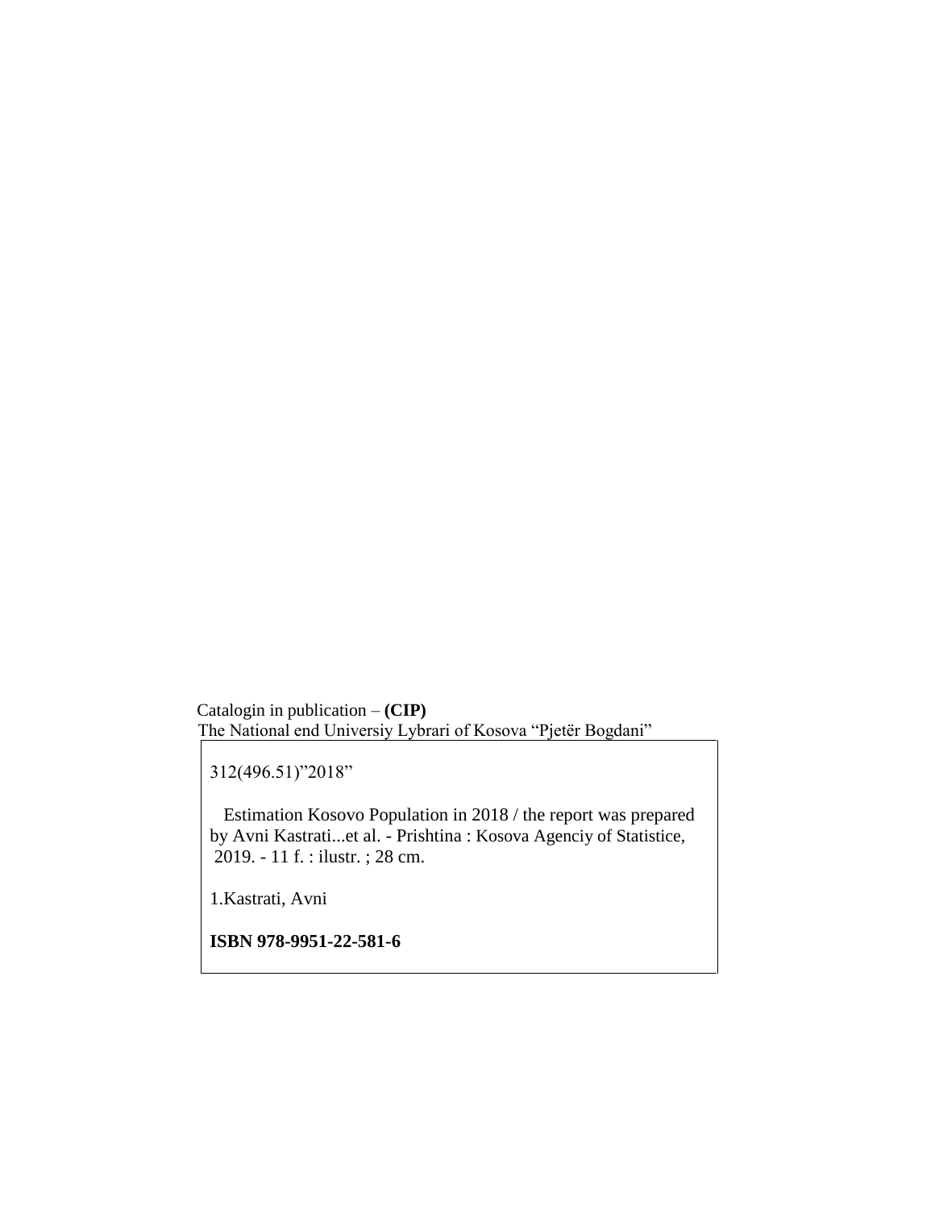Catalogin in publication – **(CIP)**
The National end Universiy Lybrari of Kosova “Pjetër Bogdani”

312(496.51)”2018”

Estimation Kosovo Population in 2018 / the report was prepared by Avni Kastrati...et al. - Prishtina : Kosova Agenciy of Statistice, 2019. - 11 f. : ilustr. ; 28 cm.

1.Kastrati, Avni

**ISBN 978-9951-22-581-6**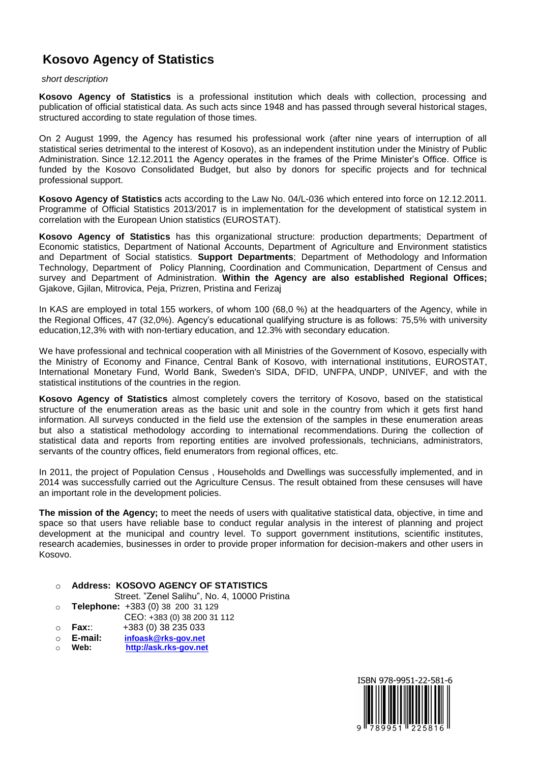# Kosovo Agency of Statistics

*short description*

**Kosovo Agency of Statistics** is a professional institution which deals with collection, processing and publication of official statistical data. As such acts since 1948 and has passed through several historical stages, structured according to state regulation of those times.

On 2 August 1999, the Agency has resumed his professional work (after nine years of interruption of all statistical series detrimental to the interest of Kosovo), as an independent institution under the Ministry of Public Administration. Since 12.12.2011 the Agency operates in the frames of the Prime Minister's Office. Office is funded by the Kosovo Consolidated Budget, but also by donors for specific projects and for technical professional support.

**Kosovo Agency of Statistics** acts according to the Law No. 04/L-036 which entered into force on 12.12.2011. Programme of Official Statistics 2013/2017 is in implementation for the development of statistical system in correlation with the European Union statistics (EUROSTAT).

**Kosovo Agency of Statistics** has this organizational structure: production departments; Department of Economic statistics, Department of National Accounts, Department of Agriculture and Environment statistics and Department of Social statistics. **Support Departments**; Department of Methodology and Information Technology, Department of Policy Planning, Coordination and Communication, Department of Census and survey and Department of Administration. **Within the Agency are also established Regional Offices;** Gjakove, Gjilan, Mitrovica, Peja, Prizren, Pristina and Ferizaj

In KAS are employed in total 155 workers, of whom 100 (68,0 %) at the headquarters of the Agency, while in the Regional Offices, 47 (32,0%). Agency's educational qualifying structure is as follows: 75,5% with university education,12,3% with with non-tertiary education, and 12.3% with secondary education.

We have professional and technical cooperation with all Ministries of the Government of Kosovo, especially with the Ministry of Economy and Finance, Central Bank of Kosovo, with international institutions, EUROSTAT, International Monetary Fund, World Bank, Sweden's SIDA, DFID, UNFPA, UNDP, UNIVEF, and with the statistical institutions of the countries in the region.

**Kosovo Agency of Statistics** almost completely covers the territory of Kosovo, based on the statistical structure of the enumeration areas as the basic unit and sole in the country from which it gets first hand information. All surveys conducted in the field use the extension of the samples in these enumeration areas but also a statistical methodology according to international recommendations. During the collection of statistical data and reports from reporting entities are involved professionals, technicians, administrators, servants of the country offices, field enumerators from regional offices, etc.

In 2011, the project of Population Census , Households and Dwellings was successfully implemented, and in 2014 was successfully carried out the Agriculture Census. The result obtained from these censuses will have an important role in the development policies.

**The mission of the Agency;** to meet the needs of users with qualitative statistical data, objective, in time and space so that users have reliable base to conduct regular analysis in the interest of planning and project development at the municipal and country level. To support government institutions, scientific institutes, research academies, businesses in order to provide proper information for decision-makers and other users in Kosovo.

- **Address: KOSOVO AGENCY OF STATISTICS**
  Street. "Zenel Salihu", No. 4, 10000 Pristina
- **Telephone:** +383 (0) 38 200 31 129
  CEO: +383 (0) 38 200 31 112
- **Fax:**: +383 (0) 38 235 033
- **E-mail:** infoask@rks-gov.net
- **Web:** http://ask.rks-gov.net

ISBN 978-9951-22-581-6